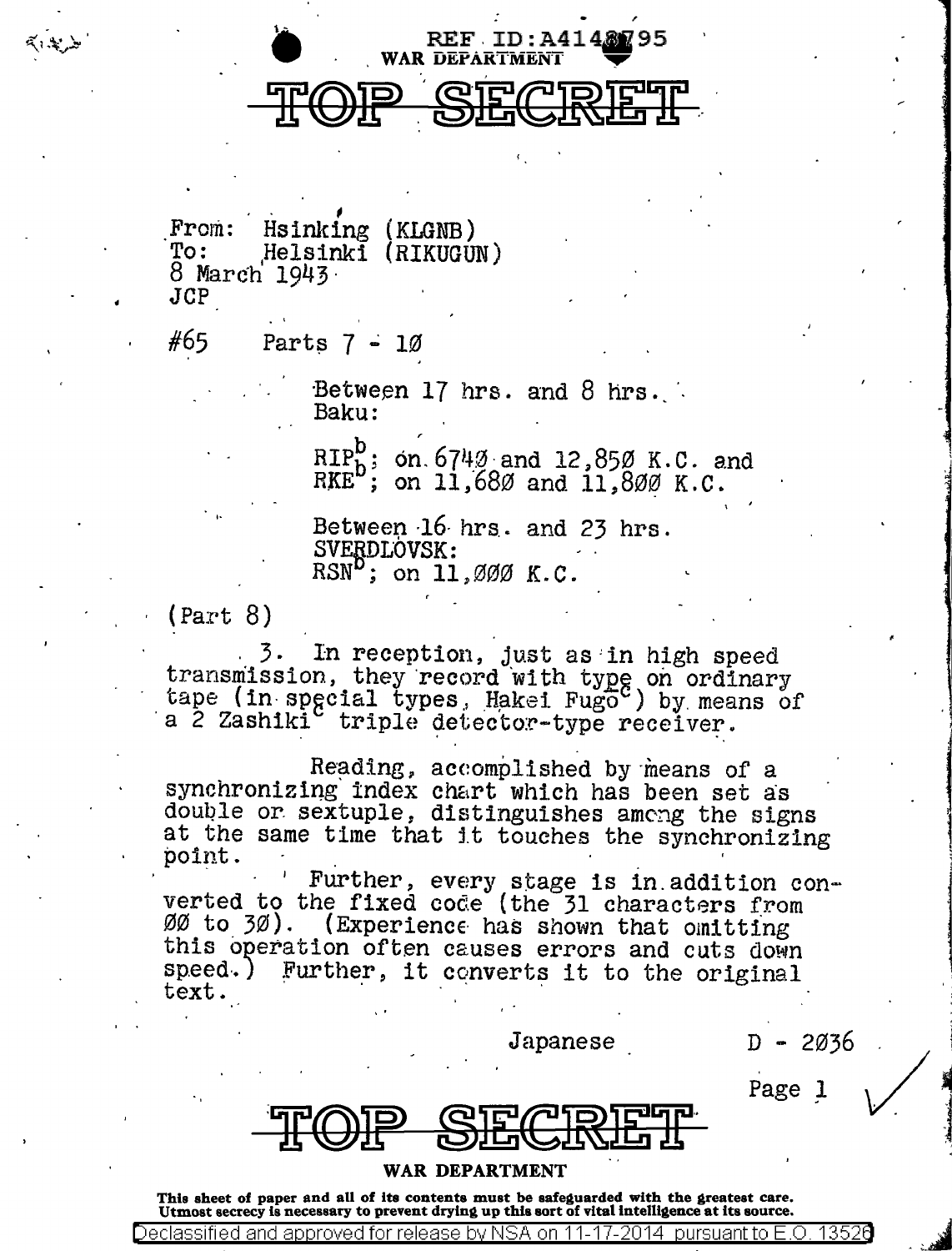REF ID:A4148795

WAR DEPARTMENT

# TOP SECRET

From: Hsinking (KLGNB)
To: Helsinki (RIKUGUN)
8 March 1943
JCP

#65 Parts 7 - 10

Between 17 hrs. and 8 hrs.
Baku:

RIP[b]; on 6740 and 12,850 K.C. and
RKE[b]; on 11,680 and 11,800 K.C.

Between 16 hrs. and 23 hrs.
SVERDLOVSK:
RSN[b]; on 11,000 K.C.

(Part 8)

3. In reception, just as in high speed transmission, they record with type on ordinary tape (in special types, Hakei Fugo[c]) by means of a 2 Zashiki[c] triple detector-type receiver.

Reading, accomplished by means of a synchronizing index chart which has been set as double or sextuple, distinguishes among the signs at the same time that it touches the synchronizing point.

Further, every stage is in addition converted to the fixed code (the 31 characters from 00 to 30). (Experience has shown that omitting this operation often causes errors and cuts down speed.) Further, it converts it to the original text.

Japanese D - 2036

# TOP SECRET

WAR DEPARTMENT

This sheet of paper and all of its contents must be safeguarded with the greatest care. Utmost secrecy is necessary to prevent drying up this sort of vital intelligence at its source.

Declassified and approved for release by NSA on 11-17-2014 pursuant to E.O. 13526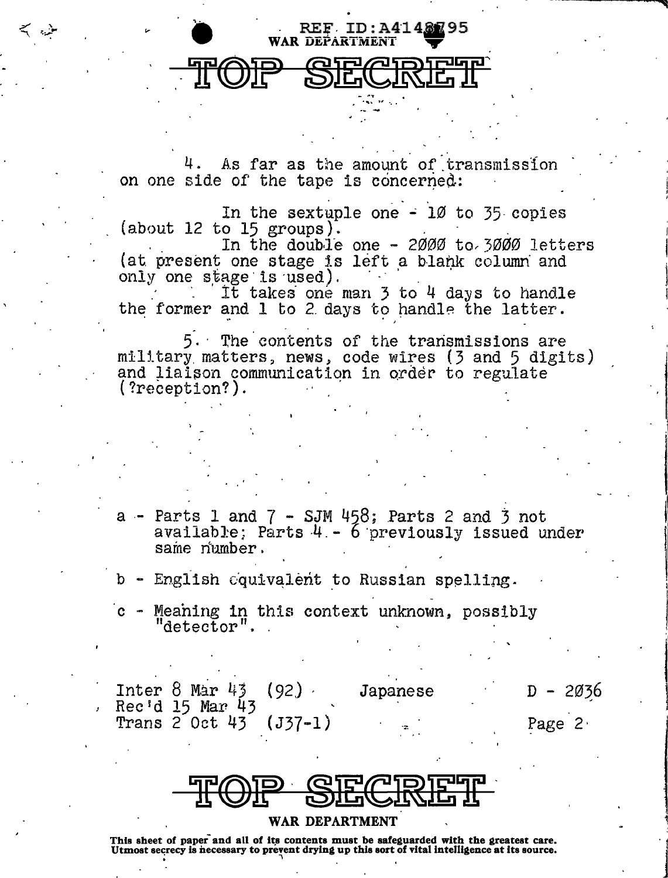REF ID:A4148795
WAR DEPARTMENT

TOP SECRET

4. As far as the amount of transmission on one side of the tape is concerned:

In the sextuple one - 10 to 35 copies (about 12 to 15 groups).

In the double one - 2000 to 3000 letters (at present one stage is left a blank column and only one stage is used).

It takes one man 3 to 4 days to handle the former and 1 to 2 days to handle the latter.

5. The contents of the transmissions are military matters, news, code wires (3 and 5 digits) and liaison communication in order to regulate (?reception?).

a - Parts 1 and 7 - SJM 458; Parts 2 and 3 not available; Parts 4 - 6 previously issued under same number.

b - English equivalent to Russian spelling.

c - Meaning in this context unknown, possibly "detector".

Inter 8 Mar 43 (92) Japanese D - 2036
Rec'd 15 Mar 43
Trans 2 Oct 43 (J37-1) Page 2

TOP SECRET

WAR DEPARTMENT

This sheet of paper and all of its contents must be safeguarded with the greatest care. Utmost secrecy is necessary to prevent drying up this sort of vital intelligence at its source.